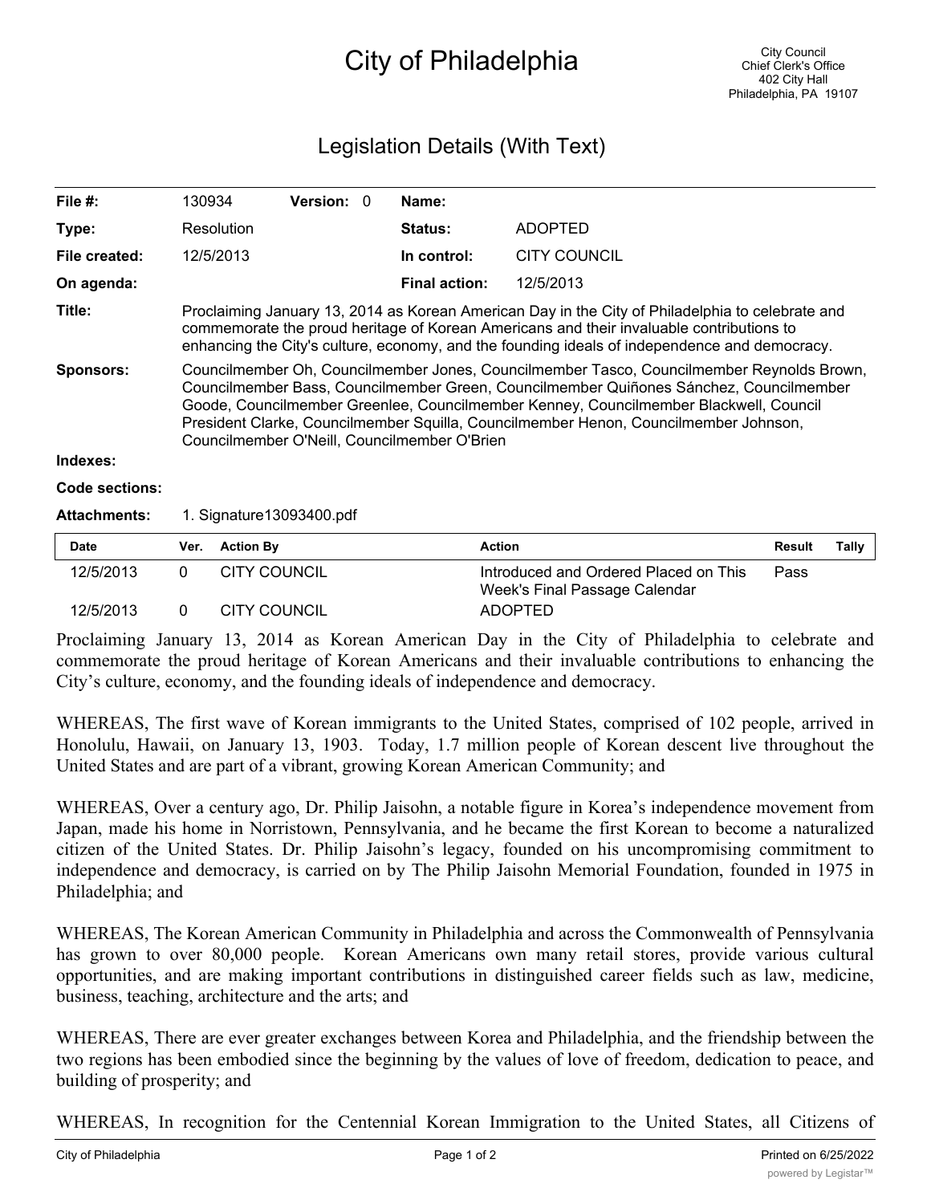# City of Philadelphia

City Council
Chief Clerk's Office
402 City Hall
Philadelphia, PA 19107

## Legislation Details (With Text)

| | | | | | |
|---|---|---|---|---|---|
| **File #:** | 130934 | **Version:** | 0 | **Name:** | |
| **Type:** | Resolution | | | **Status:** | ADOPTED |
| **File created:** | 12/5/2013 | | | **In control:** | CITY COUNCIL |
| **On agenda:** | | | | **Final action:** | 12/5/2013 |

**Title:** Proclaiming January 13, 2014 as Korean American Day in the City of Philadelphia to celebrate and commemorate the proud heritage of Korean Americans and their invaluable contributions to enhancing the City's culture, economy, and the founding ideals of independence and democracy.

**Sponsors:** Councilmember Oh, Councilmember Jones, Councilmember Tasco, Councilmember Reynolds Brown, Councilmember Bass, Councilmember Green, Councilmember Quiñones Sánchez, Councilmember Goode, Councilmember Greenlee, Councilmember Kenney, Councilmember Blackwell, Council President Clarke, Councilmember Squilla, Councilmember Henon, Councilmember Johnson, Councilmember O'Neill, Councilmember O'Brien

**Indexes:**

**Code sections:**

**Attachments:** 1. Signature13093400.pdf

| Date | Ver. | Action By | Action | Result | Tally |
|---|---|---|---|---|---|
| 12/5/2013 | 0 | CITY COUNCIL | Introduced and Ordered Placed on This Week's Final Passage Calendar | Pass | |
| 12/5/2013 | 0 | CITY COUNCIL | ADOPTED | | |

Proclaiming January 13, 2014 as Korean American Day in the City of Philadelphia to celebrate and commemorate the proud heritage of Korean Americans and their invaluable contributions to enhancing the City's culture, economy, and the founding ideals of independence and democracy.

WHEREAS, The first wave of Korean immigrants to the United States, comprised of 102 people, arrived in Honolulu, Hawaii, on January 13, 1903. Today, 1.7 million people of Korean descent live throughout the United States and are part of a vibrant, growing Korean American Community; and

WHEREAS, Over a century ago, Dr. Philip Jaisohn, a notable figure in Korea's independence movement from Japan, made his home in Norristown, Pennsylvania, and he became the first Korean to become a naturalized citizen of the United States. Dr. Philip Jaisohn's legacy, founded on his uncompromising commitment to independence and democracy, is carried on by The Philip Jaisohn Memorial Foundation, founded in 1975 in Philadelphia; and

WHEREAS, The Korean American Community in Philadelphia and across the Commonwealth of Pennsylvania has grown to over 80,000 people. Korean Americans own many retail stores, provide various cultural opportunities, and are making important contributions in distinguished career fields such as law, medicine, business, teaching, architecture and the arts; and

WHEREAS, There are ever greater exchanges between Korea and Philadelphia, and the friendship between the two regions has been embodied since the beginning by the values of love of freedom, dedication to peace, and building of prosperity; and

WHEREAS, In recognition for the Centennial Korean Immigration to the United States, all Citizens of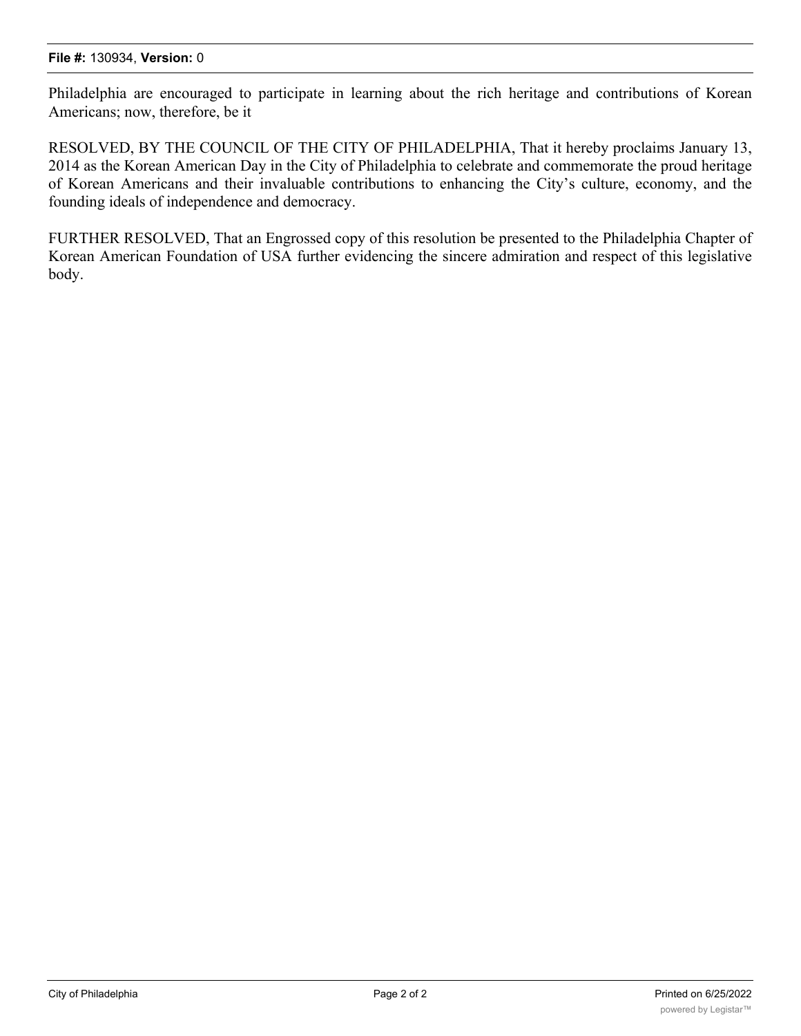Philadelphia are encouraged to participate in learning about the rich heritage and contributions of Korean Americans; now, therefore, be it

RESOLVED, BY THE COUNCIL OF THE CITY OF PHILADELPHIA, That it hereby proclaims January 13, 2014 as the Korean American Day in the City of Philadelphia to celebrate and commemorate the proud heritage of Korean Americans and their invaluable contributions to enhancing the City's culture, economy, and the founding ideals of independence and democracy.

FURTHER RESOLVED, That an Engrossed copy of this resolution be presented to the Philadelphia Chapter of Korean American Foundation of USA further evidencing the sincere admiration and respect of this legislative body.